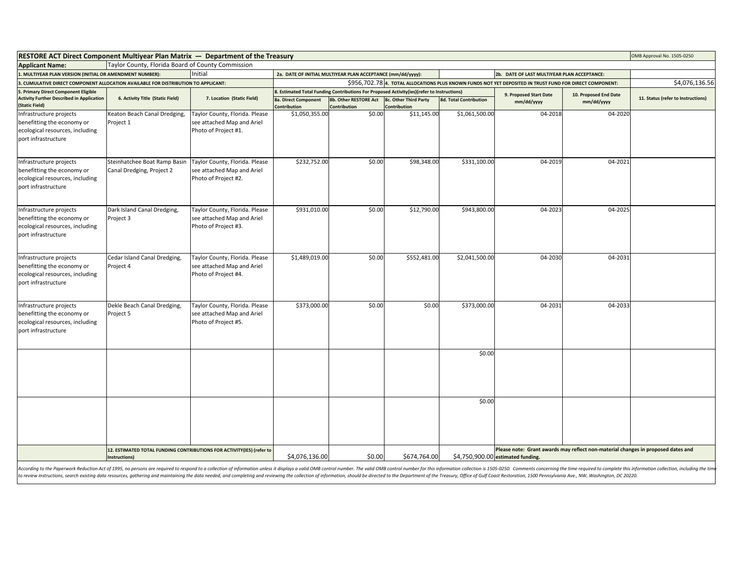## RESTORE ACT Direct Component Multiyear Plan Matrix — Department of the Treasury

OMB Approval No. 1505-0250

**Applicant Name:** Taylor County, Florida Board of County Commission

**1. MULTIYEAR PLAN VERSION (INITIAL OR AMENDMENT NUMBER):** Initial

**2a. DATE OF INITIAL MULTIYEAR PLAN ACCEPTANCE (mm/dd/yyyy):**

**2b. DATE OF LAST MULTIYEAR PLAN ACCEPTANCE:**

**3. CUMULATIVE DIRECT COMPONENT ALLOCATION AVAILABLE FOR DISTRIBUTION TO APPLICANT:** $956,702.78

**4. TOTAL ALLOCATIONS PLUS KNOWN FUNDS NOT YET DEPOSITED IN TRUST FUND FOR DIRECT COMPONENT:** $4,076,136.56

| 5. Primary Direct Component Eligible Activity Further Described in Application (Static Field) | 6. Activity Title (Static Field) | 7. Location (Static Field) | 8. Estimated Total Funding Contributions For Proposed Activity(ies)(refer to Instructions) | | | | 9. Proposed Start Date mm/dd/yyyy | 10. Proposed End Date mm/dd/yyyy | 11. Status (refer to Instructions) |
|---|---|---|---|---|---|---|---|---|---|
| | | | 8a. Direct Component Contribution | 8b. Other RESTORE Act Contribution | 8c. Other Third Party Contribution | 8d. Total Contribution | | | |
| Infrastructure projects benefitting the economy or ecological resources, including port infrastructure | Keaton Beach Canal Dredging, Project 1 | Taylor County, Florida. Please see attached Map and Ariel Photo of Project #1. | $1,050,355.00 | $0.00 | $11,145.00 | $1,061,500.00 | 04-2018 | 04-2020 | |
| Infrastructure projects benefitting the economy or ecological resources, including port infrastructure | Steinhatchee Boat Ramp Basin Canal Dredging, Project 2 | Taylor County, Florida. Please see attached Map and Ariel Photo of Project #2. | $232,752.00 | $0.00 | $98,348.00 | $331,100.00 | 04-2019 | 04-2021 | |
| Infrastructure projects benefitting the economy or ecological resources, including port infrastructure | Dark Island Canal Dredging, Project 3 | Taylor County, Florida. Please see attached Map and Ariel Photo of Project #3. | $931,010.00 | $0.00 | $12,790.00 | $943,800.00 | 04-2023 | 04-2025 | |
| Infrastructure projects benefitting the economy or ecological resources, including port infrastructure | Cedar Island Canal Dredging, Project 4 | Taylor County, Florida. Please see attached Map and Ariel Photo of Project #4. | $1,489,019.00 | $0.00 | $552,481.00 | $2,041,500.00 | 04-2030 | 04-2031 | |
| Infrastructure projects benefitting the economy or ecological resources, including port infrastructure | Dekle Beach Canal Dredging, Project 5 | Taylor County, Florida. Please see attached Map and Ariel Photo of Project #5. | $373,000.00 | $0.00 | $0.00 | $373,000.00 | 04-2031 | 04-2033 | |
| | | | | | | $0.00 | | | |
| | | | | | | $0.00 | | | |
| | 12. ESTIMATED TOTAL FUNDING CONTRIBUTIONS FOR ACTIVITY(IES) (refer to Instructions) | | $4,076,136.00 | $0.00 | $674,764.00 | $4,750,900.00 | Please note: Grant awards may reflect non-material changes in proposed dates and estimated funding. | | |

*According to the Paperwork Reduction Act of 1995, no persons are required to respond to a collection of information unless it displays a valid OMB control number. The valid OMB control number for this information collection is 1505-0250. Comments concerning the time required to complete this information collection, including the time to review instructions, search existing data resources, gathering and maintaining the data needed, and completing and reviewing the collection of information, should be directed to the Department of the Treasury, Office of Gulf Coast Restoration, 1500 Pennsylvania Ave., NW, Washington, DC 20220.*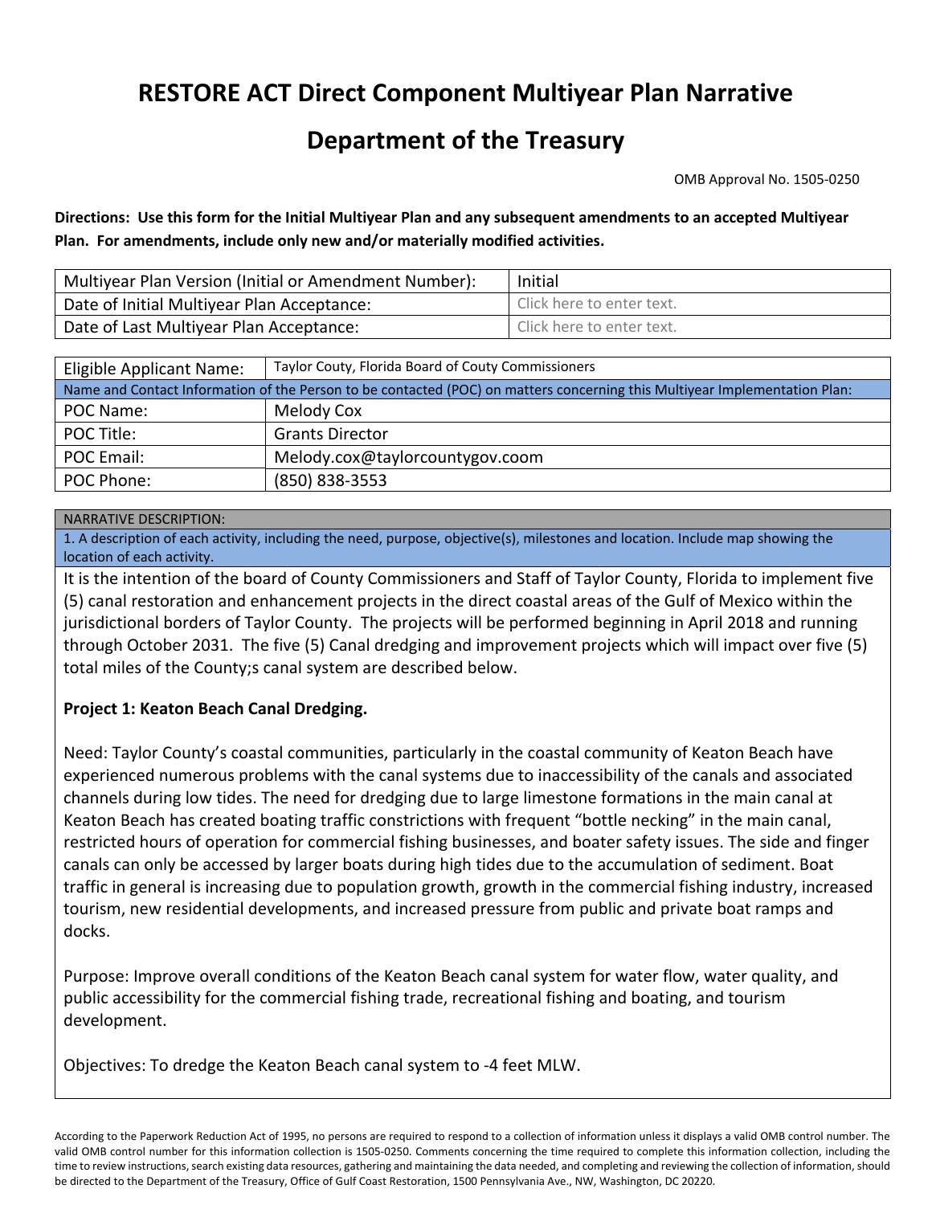# RESTORE ACT Direct Component Multiyear Plan Narrative

# Department of the Treasury

OMB Approval No. 1505-0250

**Directions: Use this form for the Initial Multiyear Plan and any subsequent amendments to an accepted Multiyear Plan. For amendments, include only new and/or materially modified activities.**

| Multiyear Plan Version (Initial or Amendment Number): | Initial |
|---|---|
| Date of Initial Multiyear Plan Acceptance: | Click here to enter text. |
| Date of Last Multiyear Plan Acceptance: | Click here to enter text. |

| Eligible Applicant Name: | Taylor Couty, Florida Board of Couty Commissioners |
|---|---|
| Name and Contact Information of the Person to be contacted (POC) on matters concerning this Multiyear Implementation Plan: | |
| POC Name: | Melody Cox |
| POC Title: | Grants Director |
| POC Email: | Melody.cox@taylorcountygov.coom |
| POC Phone: | (850) 838-3553 |

NARRATIVE DESCRIPTION:

1. A description of each activity, including the need, purpose, objective(s), milestones and location. Include map showing the location of each activity.

It is the intention of the board of County Commissioners and Staff of Taylor County, Florida to implement five (5) canal restoration and enhancement projects in the direct coastal areas of the Gulf of Mexico within the jurisdictional borders of Taylor County. The projects will be performed beginning in April 2018 and running through October 2031. The five (5) Canal dredging and improvement projects which will impact over five (5) total miles of the County;s canal system are described below.

**Project 1: Keaton Beach Canal Dredging.**

Need: Taylor County's coastal communities, particularly in the coastal community of Keaton Beach have experienced numerous problems with the canal systems due to inaccessibility of the canals and associated channels during low tides. The need for dredging due to large limestone formations in the main canal at Keaton Beach has created boating traffic constrictions with frequent "bottle necking" in the main canal, restricted hours of operation for commercial fishing businesses, and boater safety issues. The side and finger canals can only be accessed by larger boats during high tides due to the accumulation of sediment. Boat traffic in general is increasing due to population growth, growth in the commercial fishing industry, increased tourism, new residential developments, and increased pressure from public and private boat ramps and docks.

Purpose: Improve overall conditions of the Keaton Beach canal system for water flow, water quality, and public accessibility for the commercial fishing trade, recreational fishing and boating, and tourism development.

Objectives: To dredge the Keaton Beach canal system to -4 feet MLW.

According to the Paperwork Reduction Act of 1995, no persons are required to respond to a collection of information unless it displays a valid OMB control number. The valid OMB control number for this information collection is 1505-0250. Comments concerning the time required to complete this information collection, including the time to review instructions, search existing data resources, gathering and maintaining the data needed, and completing and reviewing the collection of information, should be directed to the Department of the Treasury, Office of Gulf Coast Restoration, 1500 Pennsylvania Ave., NW, Washington, DC 20220.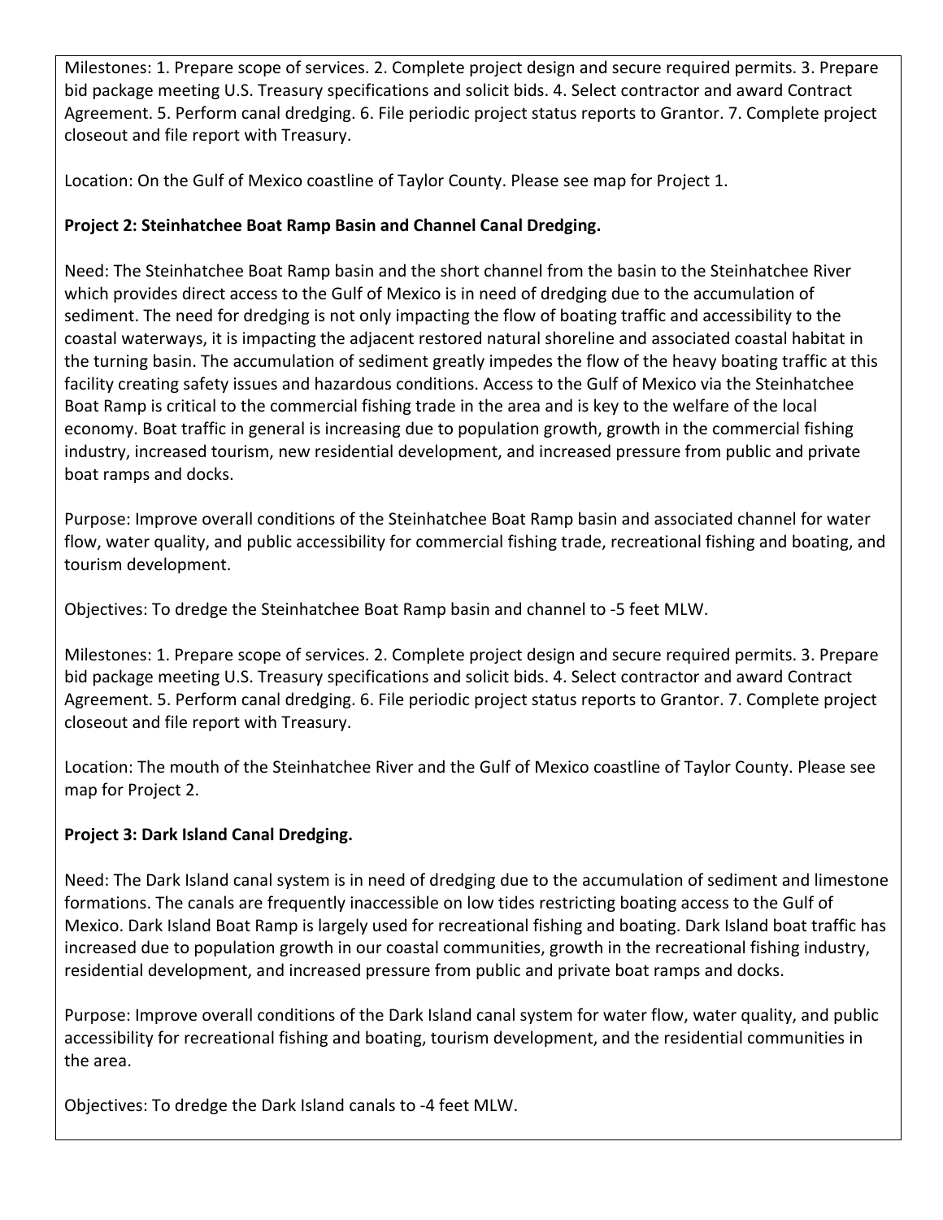Milestones: 1. Prepare scope of services. 2. Complete project design and secure required permits. 3. Prepare bid package meeting U.S. Treasury specifications and solicit bids. 4. Select contractor and award Contract Agreement. 5. Perform canal dredging. 6. File periodic project status reports to Grantor. 7. Complete project closeout and file report with Treasury.

Location: On the Gulf of Mexico coastline of Taylor County. Please see map for Project 1.

**Project 2: Steinhatchee Boat Ramp Basin and Channel Canal Dredging.**

Need: The Steinhatchee Boat Ramp basin and the short channel from the basin to the Steinhatchee River which provides direct access to the Gulf of Mexico is in need of dredging due to the accumulation of sediment. The need for dredging is not only impacting the flow of boating traffic and accessibility to the coastal waterways, it is impacting the adjacent restored natural shoreline and associated coastal habitat in the turning basin. The accumulation of sediment greatly impedes the flow of the heavy boating traffic at this facility creating safety issues and hazardous conditions. Access to the Gulf of Mexico via the Steinhatchee Boat Ramp is critical to the commercial fishing trade in the area and is key to the welfare of the local economy. Boat traffic in general is increasing due to population growth, growth in the commercial fishing industry, increased tourism, new residential development, and increased pressure from public and private boat ramps and docks.

Purpose: Improve overall conditions of the Steinhatchee Boat Ramp basin and associated channel for water flow, water quality, and public accessibility for commercial fishing trade, recreational fishing and boating, and tourism development.

Objectives: To dredge the Steinhatchee Boat Ramp basin and channel to -5 feet MLW.

Milestones: 1. Prepare scope of services. 2. Complete project design and secure required permits. 3. Prepare bid package meeting U.S. Treasury specifications and solicit bids. 4. Select contractor and award Contract Agreement. 5. Perform canal dredging. 6. File periodic project status reports to Grantor. 7. Complete project closeout and file report with Treasury.

Location: The mouth of the Steinhatchee River and the Gulf of Mexico coastline of Taylor County. Please see map for Project 2.

**Project 3: Dark Island Canal Dredging.**

Need: The Dark Island canal system is in need of dredging due to the accumulation of sediment and limestone formations. The canals are frequently inaccessible on low tides restricting boating access to the Gulf of Mexico. Dark Island Boat Ramp is largely used for recreational fishing and boating. Dark Island boat traffic has increased due to population growth in our coastal communities, growth in the recreational fishing industry, residential development, and increased pressure from public and private boat ramps and docks.

Purpose: Improve overall conditions of the Dark Island canal system for water flow, water quality, and public accessibility for recreational fishing and boating, tourism development, and the residential communities in the area.

Objectives: To dredge the Dark Island canals to -4 feet MLW.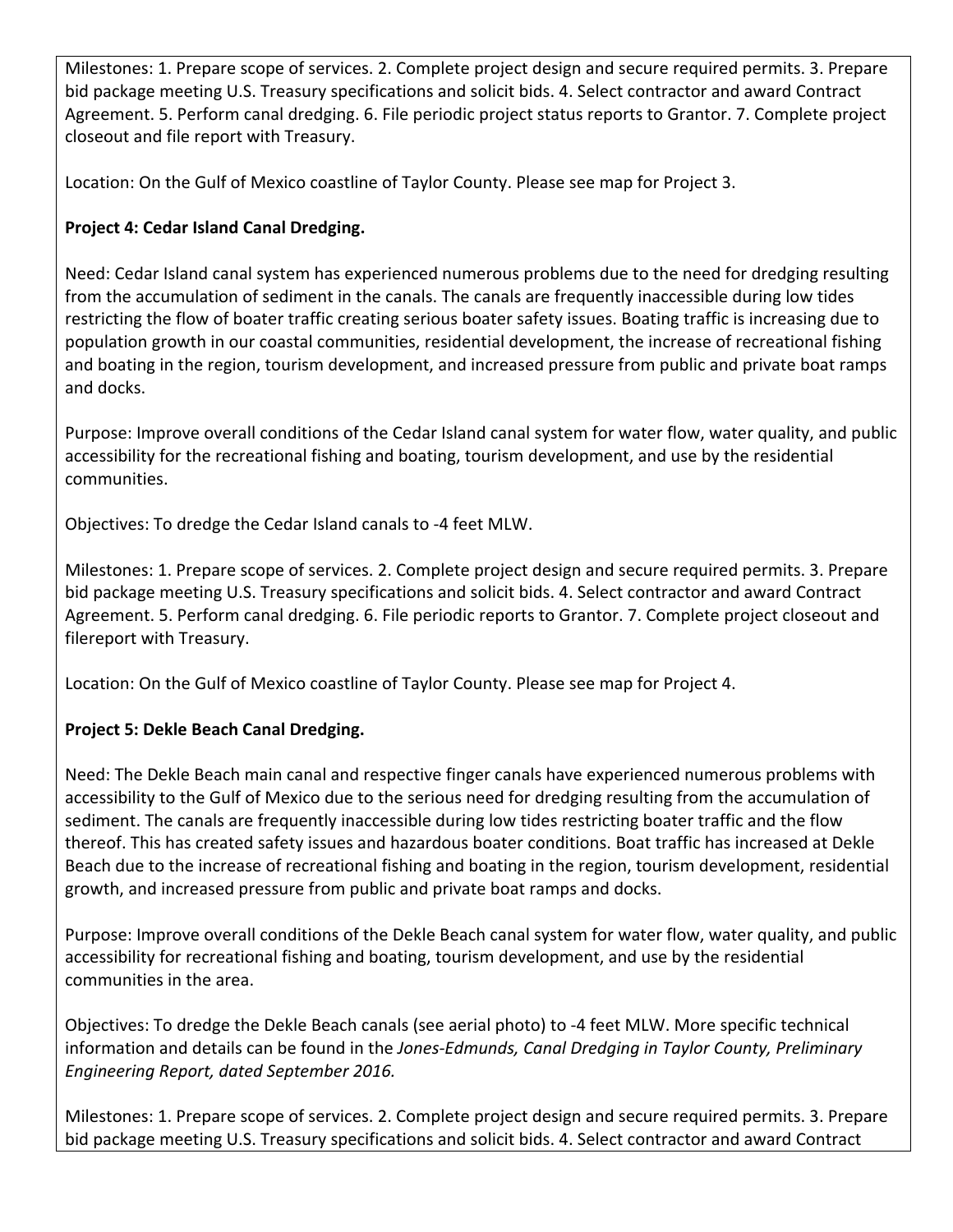Milestones: 1. Prepare scope of services. 2. Complete project design and secure required permits. 3. Prepare bid package meeting U.S. Treasury specifications and solicit bids. 4. Select contractor and award Contract Agreement. 5. Perform canal dredging. 6. File periodic project status reports to Grantor. 7. Complete project closeout and file report with Treasury.

Location: On the Gulf of Mexico coastline of Taylor County. Please see map for Project 3.

**Project 4: Cedar Island Canal Dredging.**

Need: Cedar Island canal system has experienced numerous problems due to the need for dredging resulting from the accumulation of sediment in the canals. The canals are frequently inaccessible during low tides restricting the flow of boater traffic creating serious boater safety issues. Boating traffic is increasing due to population growth in our coastal communities, residential development, the increase of recreational fishing and boating in the region, tourism development, and increased pressure from public and private boat ramps and docks.

Purpose: Improve overall conditions of the Cedar Island canal system for water flow, water quality, and public accessibility for the recreational fishing and boating, tourism development, and use by the residential communities.

Objectives: To dredge the Cedar Island canals to -4 feet MLW.

Milestones: 1. Prepare scope of services. 2. Complete project design and secure required permits. 3. Prepare bid package meeting U.S. Treasury specifications and solicit bids. 4. Select contractor and award Contract Agreement. 5. Perform canal dredging. 6. File periodic reports to Grantor. 7. Complete project closeout and filereport with Treasury.

Location: On the Gulf of Mexico coastline of Taylor County. Please see map for Project 4.

**Project 5: Dekle Beach Canal Dredging.**

Need: The Dekle Beach main canal and respective finger canals have experienced numerous problems with accessibility to the Gulf of Mexico due to the serious need for dredging resulting from the accumulation of sediment. The canals are frequently inaccessible during low tides restricting boater traffic and the flow thereof. This has created safety issues and hazardous boater conditions. Boat traffic has increased at Dekle Beach due to the increase of recreational fishing and boating in the region, tourism development, residential growth, and increased pressure from public and private boat ramps and docks.

Purpose: Improve overall conditions of the Dekle Beach canal system for water flow, water quality, and public accessibility for recreational fishing and boating, tourism development, and use by the residential communities in the area.

Objectives: To dredge the Dekle Beach canals (see aerial photo) to -4 feet MLW. More specific technical information and details can be found in the *Jones-Edmunds, Canal Dredging in Taylor County, Preliminary Engineering Report, dated September 2016.*

Milestones: 1. Prepare scope of services. 2. Complete project design and secure required permits. 3. Prepare bid package meeting U.S. Treasury specifications and solicit bids. 4. Select contractor and award Contract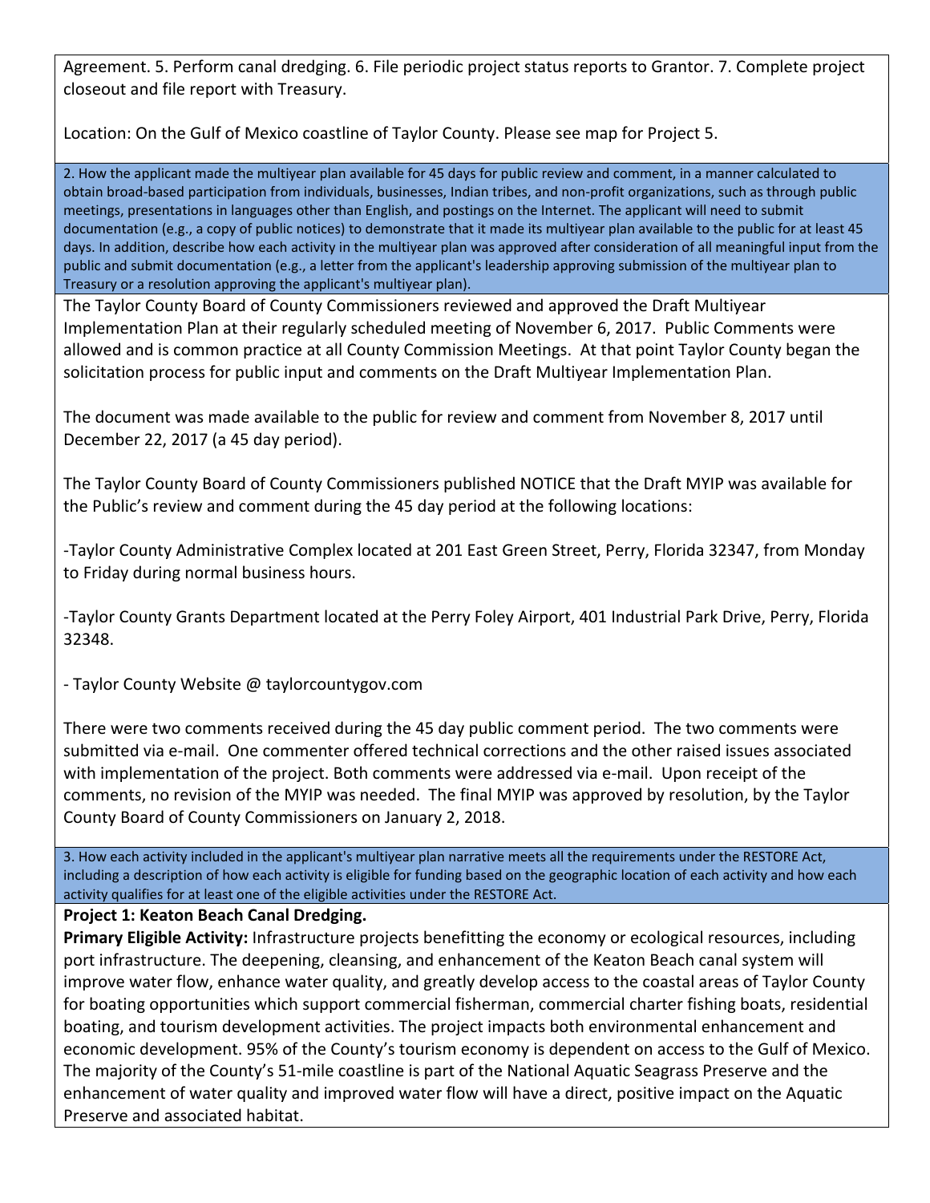Agreement. 5. Perform canal dredging. 6. File periodic project status reports to Grantor. 7. Complete project closeout and file report with Treasury.

Location: On the Gulf of Mexico coastline of Taylor County. Please see map for Project 5.

2. How the applicant made the multiyear plan available for 45 days for public review and comment, in a manner calculated to obtain broad-based participation from individuals, businesses, Indian tribes, and non-profit organizations, such as through public meetings, presentations in languages other than English, and postings on the Internet. The applicant will need to submit documentation (e.g., a copy of public notices) to demonstrate that it made its multiyear plan available to the public for at least 45 days. In addition, describe how each activity in the multiyear plan was approved after consideration of all meaningful input from the public and submit documentation (e.g., a letter from the applicant's leadership approving submission of the multiyear plan to Treasury or a resolution approving the applicant's multiyear plan).

The Taylor County Board of County Commissioners reviewed and approved the Draft Multiyear Implementation Plan at their regularly scheduled meeting of November 6, 2017. Public Comments were allowed and is common practice at all County Commission Meetings. At that point Taylor County began the solicitation process for public input and comments on the Draft Multiyear Implementation Plan.

The document was made available to the public for review and comment from November 8, 2017 until December 22, 2017 (a 45 day period).

The Taylor County Board of County Commissioners published NOTICE that the Draft MYIP was available for the Public's review and comment during the 45 day period at the following locations:

-Taylor County Administrative Complex located at 201 East Green Street, Perry, Florida 32347, from Monday to Friday during normal business hours.

-Taylor County Grants Department located at the Perry Foley Airport, 401 Industrial Park Drive, Perry, Florida 32348.

- Taylor County Website @ taylorcountygov.com

There were two comments received during the 45 day public comment period. The two comments were submitted via e-mail. One commenter offered technical corrections and the other raised issues associated with implementation of the project. Both comments were addressed via e-mail. Upon receipt of the comments, no revision of the MYIP was needed. The final MYIP was approved by resolution, by the Taylor County Board of County Commissioners on January 2, 2018.

3. How each activity included in the applicant's multiyear plan narrative meets all the requirements under the RESTORE Act, including a description of how each activity is eligible for funding based on the geographic location of each activity and how each activity qualifies for at least one of the eligible activities under the RESTORE Act.

**Project 1: Keaton Beach Canal Dredging.**

**Primary Eligible Activity:** Infrastructure projects benefitting the economy or ecological resources, including port infrastructure. The deepening, cleansing, and enhancement of the Keaton Beach canal system will improve water flow, enhance water quality, and greatly develop access to the coastal areas of Taylor County for boating opportunities which support commercial fisherman, commercial charter fishing boats, residential boating, and tourism development activities. The project impacts both environmental enhancement and economic development. 95% of the County's tourism economy is dependent on access to the Gulf of Mexico. The majority of the County's 51-mile coastline is part of the National Aquatic Seagrass Preserve and the enhancement of water quality and improved water flow will have a direct, positive impact on the Aquatic Preserve and associated habitat.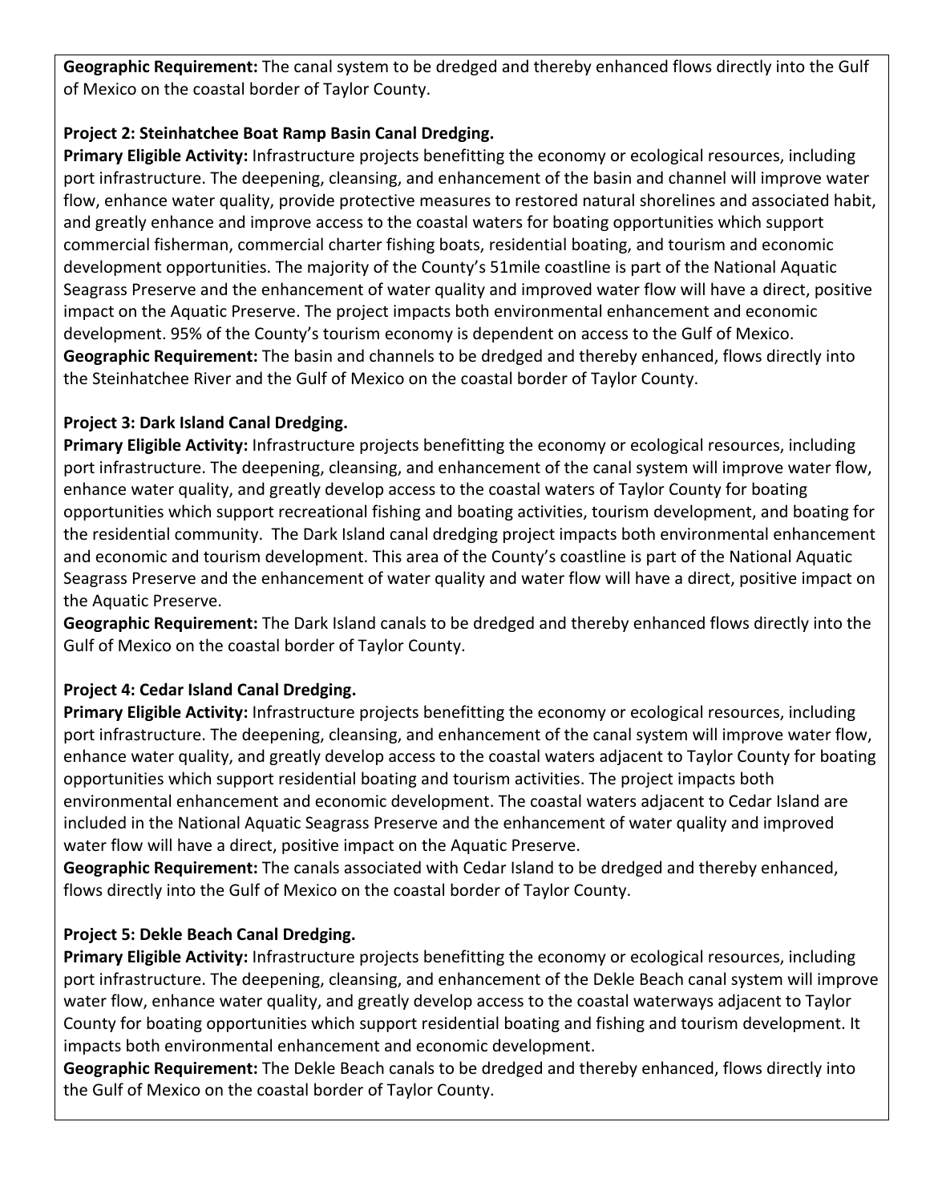**Geographic Requirement:** The canal system to be dredged and thereby enhanced flows directly into the Gulf of Mexico on the coastal border of Taylor County.

**Project 2: Steinhatchee Boat Ramp Basin Canal Dredging.**

**Primary Eligible Activity:** Infrastructure projects benefitting the economy or ecological resources, including port infrastructure. The deepening, cleansing, and enhancement of the basin and channel will improve water flow, enhance water quality, provide protective measures to restored natural shorelines and associated habit, and greatly enhance and improve access to the coastal waters for boating opportunities which support commercial fisherman, commercial charter fishing boats, residential boating, and tourism and economic development opportunities. The majority of the County's 51mile coastline is part of the National Aquatic Seagrass Preserve and the enhancement of water quality and improved water flow will have a direct, positive impact on the Aquatic Preserve. The project impacts both environmental enhancement and economic development. 95% of the County's tourism economy is dependent on access to the Gulf of Mexico.

**Geographic Requirement:** The basin and channels to be dredged and thereby enhanced, flows directly into the Steinhatchee River and the Gulf of Mexico on the coastal border of Taylor County.

**Project 3: Dark Island Canal Dredging.**

**Primary Eligible Activity:** Infrastructure projects benefitting the economy or ecological resources, including port infrastructure. The deepening, cleansing, and enhancement of the canal system will improve water flow, enhance water quality, and greatly develop access to the coastal waters of Taylor County for boating opportunities which support recreational fishing and boating activities, tourism development, and boating for the residential community. The Dark Island canal dredging project impacts both environmental enhancement and economic and tourism development. This area of the County's coastline is part of the National Aquatic Seagrass Preserve and the enhancement of water quality and water flow will have a direct, positive impact on the Aquatic Preserve.

**Geographic Requirement:** The Dark Island canals to be dredged and thereby enhanced flows directly into the Gulf of Mexico on the coastal border of Taylor County.

**Project 4: Cedar Island Canal Dredging.**

**Primary Eligible Activity:** Infrastructure projects benefitting the economy or ecological resources, including port infrastructure. The deepening, cleansing, and enhancement of the canal system will improve water flow, enhance water quality, and greatly develop access to the coastal waters adjacent to Taylor County for boating opportunities which support residential boating and tourism activities. The project impacts both environmental enhancement and economic development. The coastal waters adjacent to Cedar Island are included in the National Aquatic Seagrass Preserve and the enhancement of water quality and improved water flow will have a direct, positive impact on the Aquatic Preserve.

**Geographic Requirement:** The canals associated with Cedar Island to be dredged and thereby enhanced, flows directly into the Gulf of Mexico on the coastal border of Taylor County.

**Project 5: Dekle Beach Canal Dredging.**

**Primary Eligible Activity:** Infrastructure projects benefitting the economy or ecological resources, including port infrastructure. The deepening, cleansing, and enhancement of the Dekle Beach canal system will improve water flow, enhance water quality, and greatly develop access to the coastal waterways adjacent to Taylor County for boating opportunities which support residential boating and fishing and tourism development. It impacts both environmental enhancement and economic development.

**Geographic Requirement:** The Dekle Beach canals to be dredged and thereby enhanced, flows directly into the Gulf of Mexico on the coastal border of Taylor County.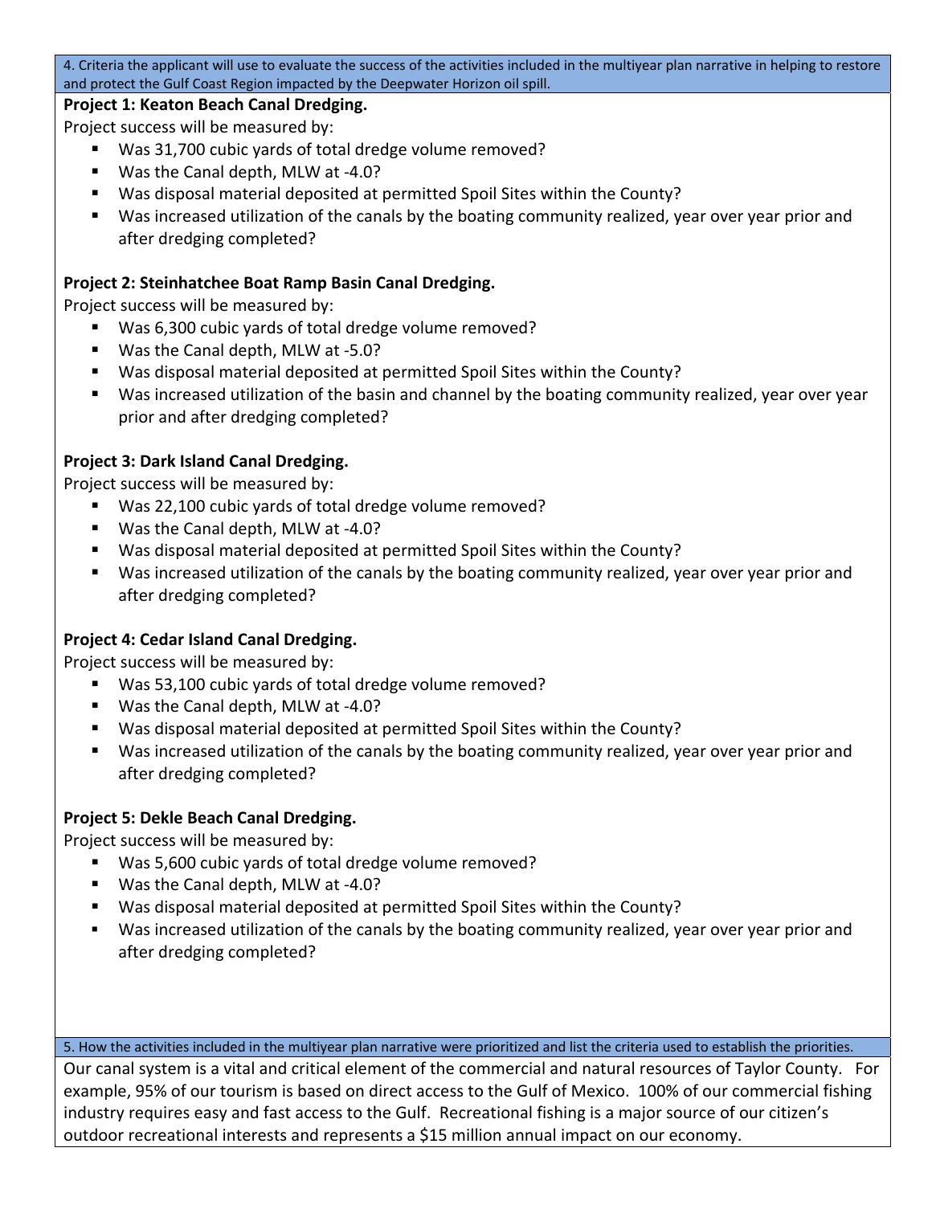4. Criteria the applicant will use to evaluate the success of the activities included in the multiyear plan narrative in helping to restore and protect the Gulf Coast Region impacted by the Deepwater Horizon oil spill.

**Project 1: Keaton Beach Canal Dredging.**

Project success will be measured by:

- Was 31,700 cubic yards of total dredge volume removed?
- Was the Canal depth, MLW at -4.0?
- Was disposal material deposited at permitted Spoil Sites within the County?
- Was increased utilization of the canals by the boating community realized, year over year prior and after dredging completed?

**Project 2: Steinhatchee Boat Ramp Basin Canal Dredging.**

Project success will be measured by:

- Was 6,300 cubic yards of total dredge volume removed?
- Was the Canal depth, MLW at -5.0?
- Was disposal material deposited at permitted Spoil Sites within the County?
- Was increased utilization of the basin and channel by the boating community realized, year over year prior and after dredging completed?

**Project 3: Dark Island Canal Dredging.**

Project success will be measured by:

- Was 22,100 cubic yards of total dredge volume removed?
- Was the Canal depth, MLW at -4.0?
- Was disposal material deposited at permitted Spoil Sites within the County?
- Was increased utilization of the canals by the boating community realized, year over year prior and after dredging completed?

**Project 4: Cedar Island Canal Dredging.**

Project success will be measured by:

- Was 53,100 cubic yards of total dredge volume removed?
- Was the Canal depth, MLW at -4.0?
- Was disposal material deposited at permitted Spoil Sites within the County?
- Was increased utilization of the canals by the boating community realized, year over year prior and after dredging completed?

**Project 5: Dekle Beach Canal Dredging.**

Project success will be measured by:

- Was 5,600 cubic yards of total dredge volume removed?
- Was the Canal depth, MLW at -4.0?
- Was disposal material deposited at permitted Spoil Sites within the County?
- Was increased utilization of the canals by the boating community realized, year over year prior and after dredging completed?

5. How the activities included in the multiyear plan narrative were prioritized and list the criteria used to establish the priorities.

Our canal system is a vital and critical element of the commercial and natural resources of Taylor County. For example, 95% of our tourism is based on direct access to the Gulf of Mexico. 100% of our commercial fishing industry requires easy and fast access to the Gulf. Recreational fishing is a major source of our citizen's outdoor recreational interests and represents a $15 million annual impact on our economy.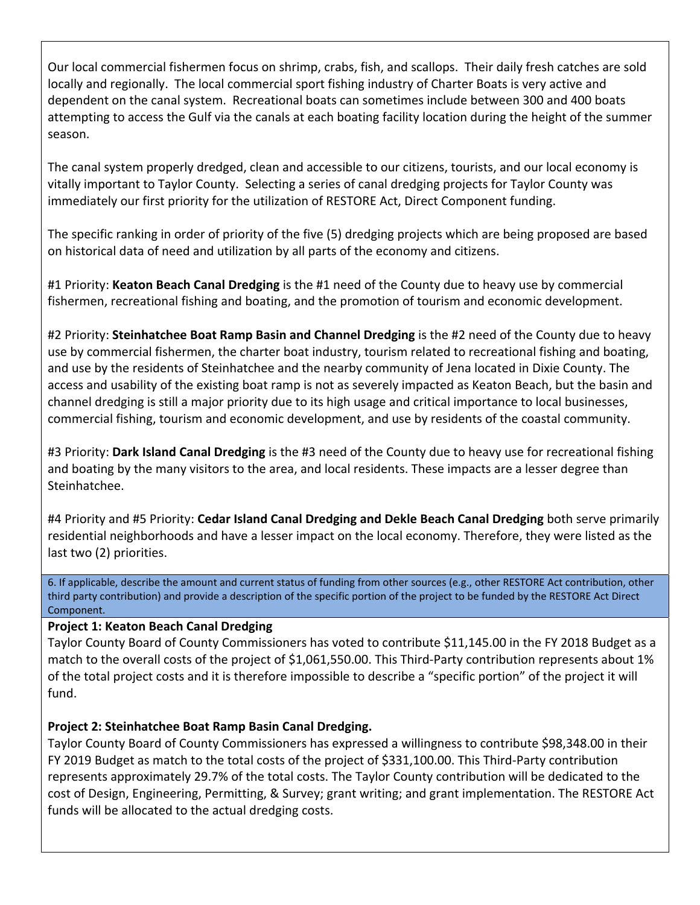Our local commercial fishermen focus on shrimp, crabs, fish, and scallops. Their daily fresh catches are sold locally and regionally. The local commercial sport fishing industry of Charter Boats is very active and dependent on the canal system. Recreational boats can sometimes include between 300 and 400 boats attempting to access the Gulf via the canals at each boating facility location during the height of the summer season.

The canal system properly dredged, clean and accessible to our citizens, tourists, and our local economy is vitally important to Taylor County. Selecting a series of canal dredging projects for Taylor County was immediately our first priority for the utilization of RESTORE Act, Direct Component funding.

The specific ranking in order of priority of the five (5) dredging projects which are being proposed are based on historical data of need and utilization by all parts of the economy and citizens.

#1 Priority: **Keaton Beach Canal Dredging** is the #1 need of the County due to heavy use by commercial fishermen, recreational fishing and boating, and the promotion of tourism and economic development.

#2 Priority: **Steinhatchee Boat Ramp Basin and Channel Dredging** is the #2 need of the County due to heavy use by commercial fishermen, the charter boat industry, tourism related to recreational fishing and boating, and use by the residents of Steinhatchee and the nearby community of Jena located in Dixie County. The access and usability of the existing boat ramp is not as severely impacted as Keaton Beach, but the basin and channel dredging is still a major priority due to its high usage and critical importance to local businesses, commercial fishing, tourism and economic development, and use by residents of the coastal community.

#3 Priority: **Dark Island Canal Dredging** is the #3 need of the County due to heavy use for recreational fishing and boating by the many visitors to the area, and local residents. These impacts are a lesser degree than Steinhatchee.

#4 Priority and #5 Priority: **Cedar Island Canal Dredging and Dekle Beach Canal Dredging** both serve primarily residential neighborhoods and have a lesser impact on the local economy. Therefore, they were listed as the last two (2) priorities.

6. If applicable, describe the amount and current status of funding from other sources (e.g., other RESTORE Act contribution, other third party contribution) and provide a description of the specific portion of the project to be funded by the RESTORE Act Direct Component.

**Project 1: Keaton Beach Canal Dredging**

Taylor County Board of County Commissioners has voted to contribute $11,145.00 in the FY 2018 Budget as a match to the overall costs of the project of $1,061,550.00. This Third-Party contribution represents about 1% of the total project costs and it is therefore impossible to describe a "specific portion" of the project it will fund.

**Project 2: Steinhatchee Boat Ramp Basin Canal Dredging.**

Taylor County Board of County Commissioners has expressed a willingness to contribute $98,348.00 in their FY 2019 Budget as match to the total costs of the project of $331,100.00. This Third-Party contribution represents approximately 29.7% of the total costs. The Taylor County contribution will be dedicated to the cost of Design, Engineering, Permitting, & Survey; grant writing; and grant implementation. The RESTORE Act funds will be allocated to the actual dredging costs.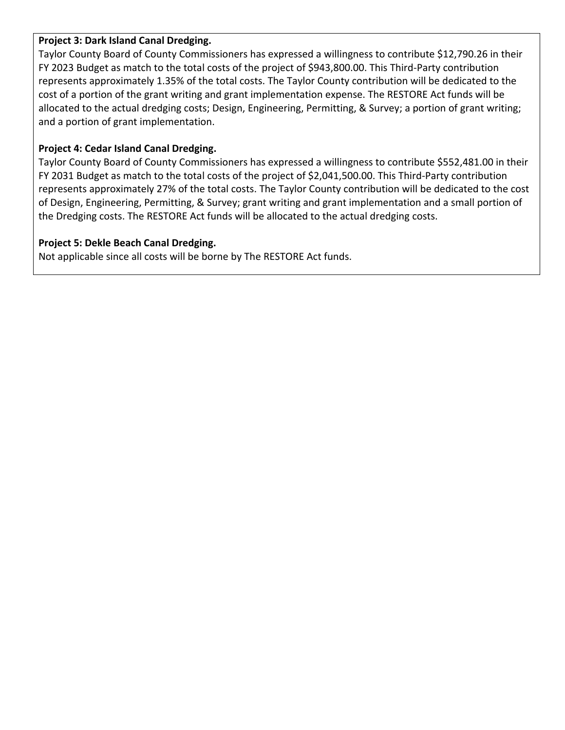**Project 3: Dark Island Canal Dredging.**

Taylor County Board of County Commissioners has expressed a willingness to contribute $12,790.26 in their FY 2023 Budget as match to the total costs of the project of $943,800.00. This Third-Party contribution represents approximately 1.35% of the total costs. The Taylor County contribution will be dedicated to the cost of a portion of the grant writing and grant implementation expense. The RESTORE Act funds will be allocated to the actual dredging costs; Design, Engineering, Permitting, & Survey; a portion of grant writing; and a portion of grant implementation.

**Project 4: Cedar Island Canal Dredging.**

Taylor County Board of County Commissioners has expressed a willingness to contribute $552,481.00 in their FY 2031 Budget as match to the total costs of the project of $2,041,500.00. This Third-Party contribution represents approximately 27% of the total costs. The Taylor County contribution will be dedicated to the cost of Design, Engineering, Permitting, & Survey; grant writing and grant implementation and a small portion of the Dredging costs. The RESTORE Act funds will be allocated to the actual dredging costs.

**Project 5: Dekle Beach Canal Dredging.**

Not applicable since all costs will be borne by The RESTORE Act funds.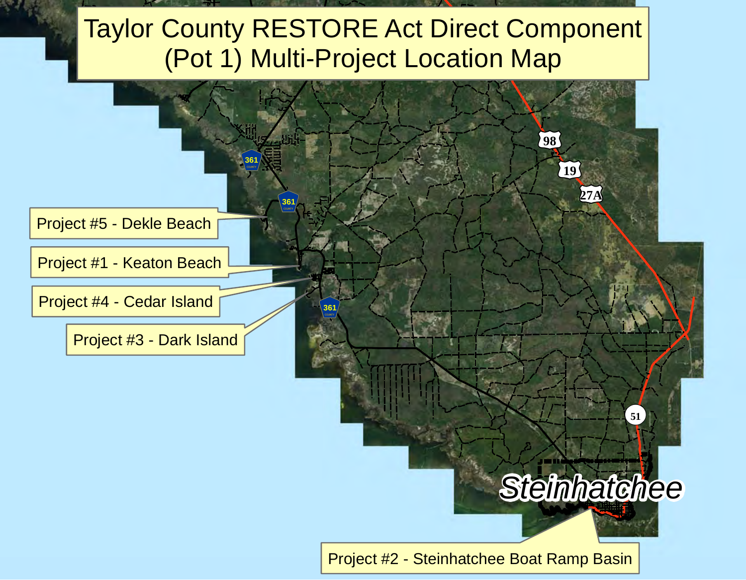# Taylor County RESTORE Act Direct Component (Pot 1) Multi-Project Location Map

Project #5 - Dekle Beach

Project #1 - Keaton Beach

Project #4 - Cedar Island

Project #3 - Dark Island

Project #2 - Steinhatchee Boat Ramp Basin

Steinhatchee

361

98

19

27A

51